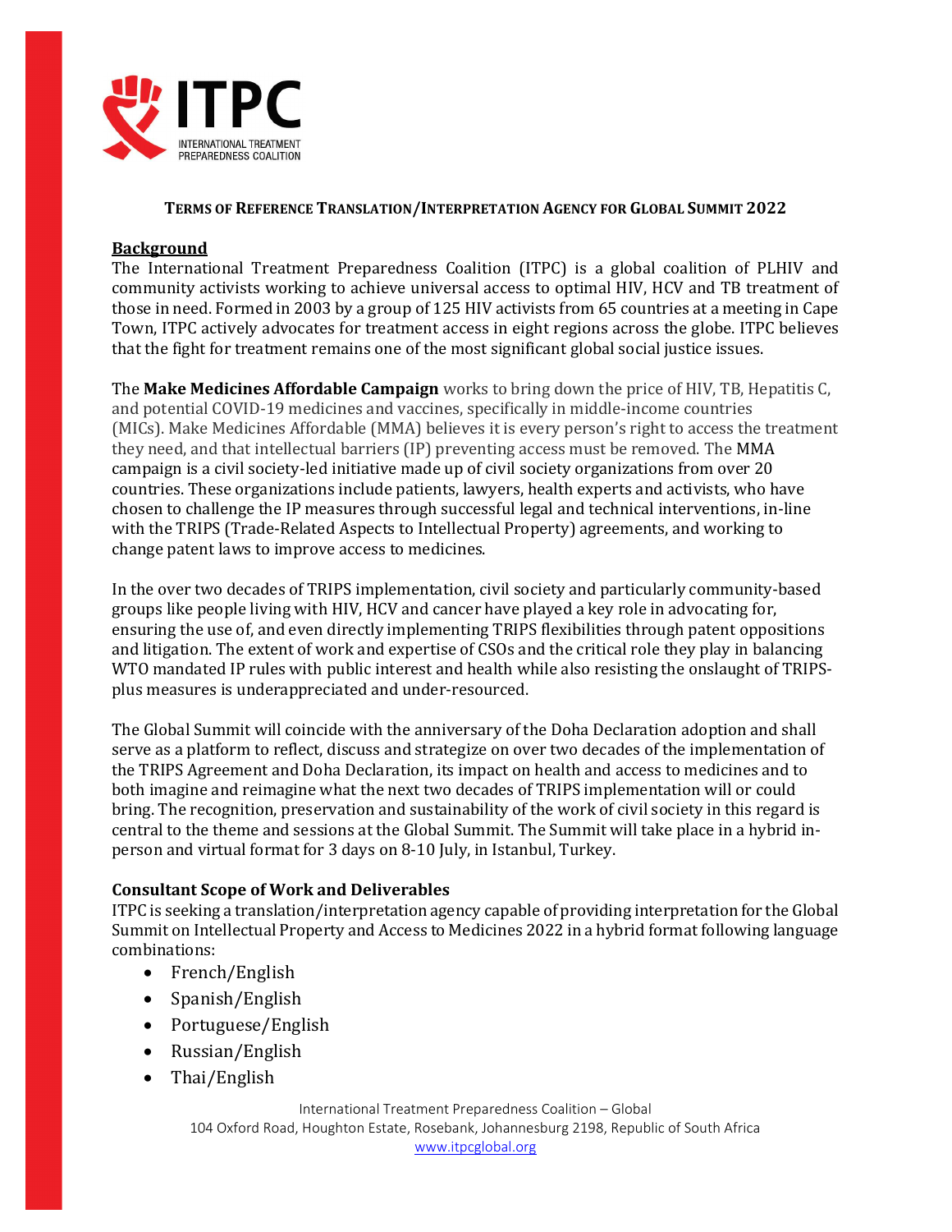## Terms of Reference Translation/Interpretation Agency for Global Summit 2022

**Background**

The International Treatment Preparedness Coalition (ITPC) is a global coalition of PLHIV and community activists working to achieve universal access to optimal HIV, HCV and TB treatment of those in need. Formed in 2003 by a group of 125 HIV activists from 65 countries at a meeting in Cape Town, ITPC actively advocates for treatment access in eight regions across the globe. ITPC believes that the fight for treatment remains one of the most significant global social justice issues.

The **Make Medicines Affordable Campaign** works to bring down the price of HIV, TB, Hepatitis C, and potential COVID-19 medicines and vaccines, specifically in middle-income countries (MICs). Make Medicines Affordable (MMA) believes it is every person's right to access the treatment they need, and that intellectual barriers (IP) preventing access must be removed. The MMA campaign is a civil society-led initiative made up of civil society organizations from over 20 countries. These organizations include patients, lawyers, health experts and activists, who have chosen to challenge the IP measures through successful legal and technical interventions, in-line with the TRIPS (Trade-Related Aspects to Intellectual Property) agreements, and working to change patent laws to improve access to medicines.

In the over two decades of TRIPS implementation, civil society and particularly community-based groups like people living with HIV, HCV and cancer have played a key role in advocating for, ensuring the use of, and even directly implementing TRIPS flexibilities through patent oppositions and litigation. The extent of work and expertise of CSOs and the critical role they play in balancing WTO mandated IP rules with public interest and health while also resisting the onslaught of TRIPS-plus measures is underappreciated and under-resourced.

The Global Summit will coincide with the anniversary of the Doha Declaration adoption and shall serve as a platform to reflect, discuss and strategize on over two decades of the implementation of the TRIPS Agreement and Doha Declaration, its impact on health and access to medicines and to both imagine and reimagine what the next two decades of TRIPS implementation will or could bring. The recognition, preservation and sustainability of the work of civil society in this regard is central to the theme and sessions at the Global Summit. The Summit will take place in a hybrid in-person and virtual format for 3 days on 8-10 July, in Istanbul, Turkey.

**Consultant Scope of Work and Deliverables**

ITPC is seeking a translation/interpretation agency capable of providing interpretation for the Global Summit on Intellectual Property and Access to Medicines 2022 in a hybrid format following language combinations:

- French/English
- Spanish/English
- Portuguese/English
- Russian/English
- Thai/English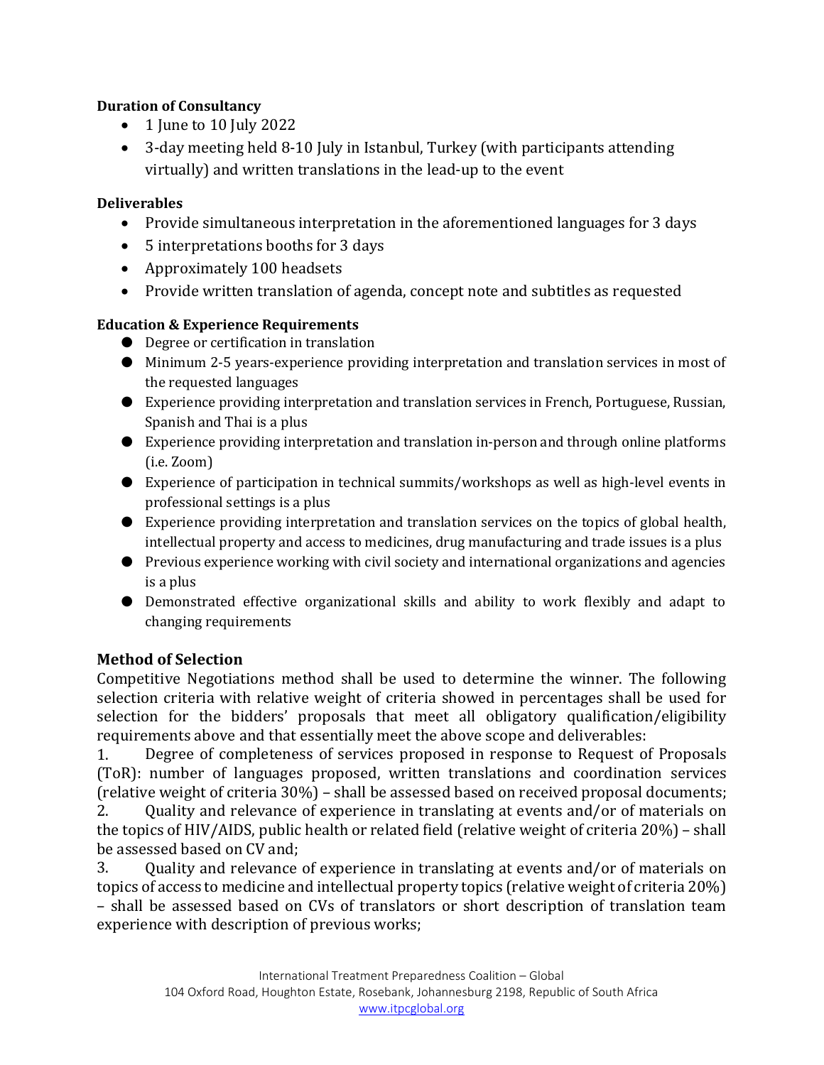**Duration of Consultancy**

- 1 June to 10 July 2022
- 3-day meeting held 8-10 July in Istanbul, Turkey (with participants attending virtually) and written translations in the lead-up to the event

**Deliverables**

- Provide simultaneous interpretation in the aforementioned languages for 3 days
- 5 interpretations booths for 3 days
- Approximately 100 headsets
- Provide written translation of agenda, concept note and subtitles as requested

**Education & Experience Requirements**

- Degree or certification in translation
- Minimum 2-5 years-experience providing interpretation and translation services in most of the requested languages
- Experience providing interpretation and translation services in French, Portuguese, Russian, Spanish and Thai is a plus
- Experience providing interpretation and translation in-person and through online platforms (i.e. Zoom)
- Experience of participation in technical summits/workshops as well as high-level events in professional settings is a plus
- Experience providing interpretation and translation services on the topics of global health, intellectual property and access to medicines, drug manufacturing and trade issues is a plus
- Previous experience working with civil society and international organizations and agencies is a plus
- Demonstrated effective organizational skills and ability to work flexibly and adapt to changing requirements

### Method of Selection

Competitive Negotiations method shall be used to determine the winner. The following selection criteria with relative weight of criteria showed in percentages shall be used for selection for the bidders' proposals that meet all obligatory qualification/eligibility requirements above and that essentially meet the above scope and deliverables:

1. Degree of completeness of services proposed in response to Request of Proposals (ToR): number of languages proposed, written translations and coordination services (relative weight of criteria 30%) – shall be assessed based on received proposal documents;
2. Quality and relevance of experience in translating at events and/or of materials on the topics of HIV/AIDS, public health or related field (relative weight of criteria 20%) – shall be assessed based on CV and;
3. Quality and relevance of experience in translating at events and/or of materials on topics of access to medicine and intellectual property topics (relative weight of criteria 20%) – shall be assessed based on CVs of translators or short description of translation team experience with description of previous works;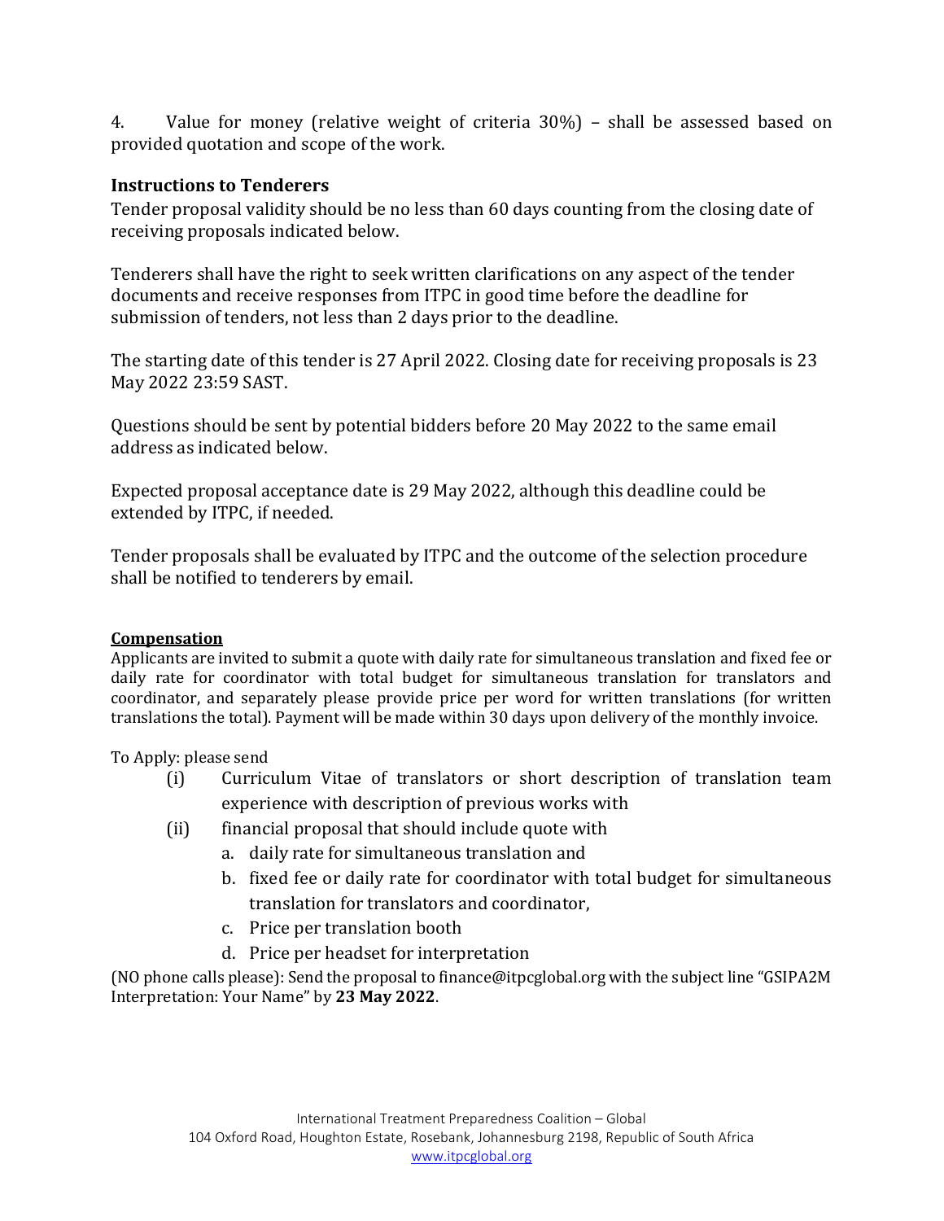4. Value for money (relative weight of criteria 30%) – shall be assessed based on provided quotation and scope of the work.

### Instructions to Tenderers

Tender proposal validity should be no less than 60 days counting from the closing date of receiving proposals indicated below.

Tenderers shall have the right to seek written clarifications on any aspect of the tender documents and receive responses from ITPC in good time before the deadline for submission of tenders, not less than 2 days prior to the deadline.

The starting date of this tender is 27 April 2022. Closing date for receiving proposals is 23 May 2022 23:59 SAST.

Questions should be sent by potential bidders before 20 May 2022 to the same email address as indicated below.

Expected proposal acceptance date is 29 May 2022, although this deadline could be extended by ITPC, if needed.

Tender proposals shall be evaluated by ITPC and the outcome of the selection procedure shall be notified to tenderers by email.

**Compensation**

Applicants are invited to submit a quote with daily rate for simultaneous translation and fixed fee or daily rate for coordinator with total budget for simultaneous translation for translators and coordinator, and separately please provide price per word for written translations (for written translations the total). Payment will be made within 30 days upon delivery of the monthly invoice.

To Apply: please send

- (i) Curriculum Vitae of translators or short description of translation team experience with description of previous works with
- (ii) financial proposal that should include quote with
  - a. daily rate for simultaneous translation and
  - b. fixed fee or daily rate for coordinator with total budget for simultaneous translation for translators and coordinator,
  - c. Price per translation booth
  - d. Price per headset for interpretation

(NO phone calls please): Send the proposal to finance@itpcglobal.org with the subject line "GSIPA2M Interpretation: Your Name" by **23 May 2022**.